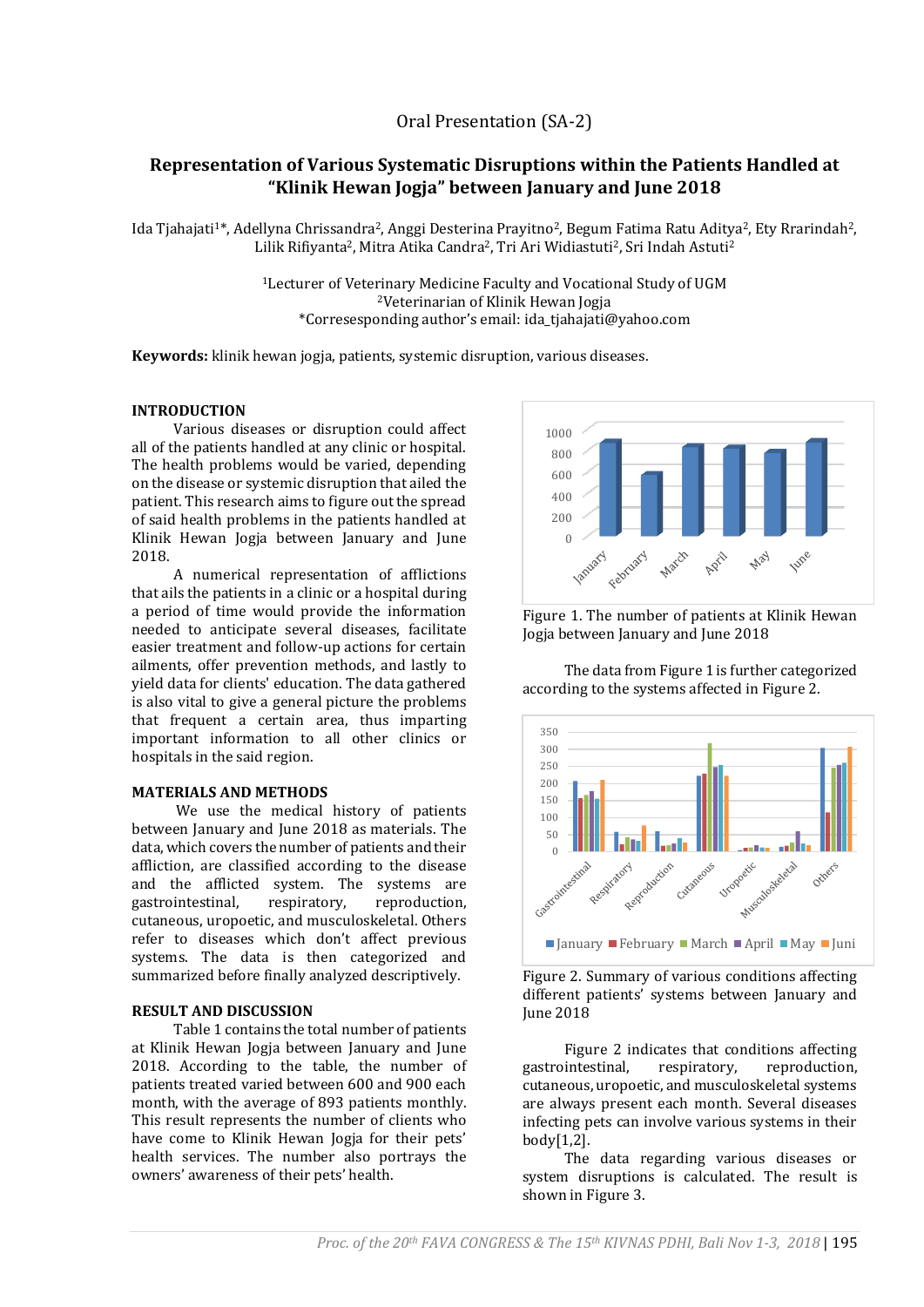Oral Presentation (SA-2)

# Representation of Various Systematic Disruptions within the Patients Handled at "Klinik Hewan Jogja" between January and June 2018

Ida Tjahajati[1]*, Adellyna Chrissandra[2], Anggi Desterina Prayitno[2], Begum Fatima Ratu Aditya[2], Ety Rrarindah[2], Lilik Rifiyanta[2], Mitra Atika Candra[2], Tri Ari Widiastuti[2], Sri Indah Astuti[2]

[1]Lecturer of Veterinary Medicine Faculty and Vocational Study of UGM
[2]Veterinarian of Klinik Hewan Jogja
*Corresesponding author's email: ida_tjahajati@yahoo.com

**Keywords:** klinik hewan jogja, patients, systemic disruption, various diseases.

## INTRODUCTION

Various diseases or disruption could affect all of the patients handled at any clinic or hospital. The health problems would be varied, depending on the disease or systemic disruption that ailed the patient. This research aims to figure out the spread of said health problems in the patients handled at Klinik Hewan Jogja between January and June 2018.

A numerical representation of afflictions that ails the patients in a clinic or a hospital during a period of time would provide the information needed to anticipate several diseases, facilitate easier treatment and follow-up actions for certain ailments, offer prevention methods, and lastly to yield data for clients' education. The data gathered is also vital to give a general picture the problems that frequent a certain area, thus imparting important information to all other clinics or hospitals in the said region.

## MATERIALS AND METHODS

We use the medical history of patients between January and June 2018 as materials. The data, which covers the number of patients and their affliction, are classified according to the disease and the afflicted system. The systems are gastrointestinal, respiratory, reproduction, cutaneous, uropoetic, and musculoskeletal. Others refer to diseases which don't affect previous systems. The data is then categorized and summarized before finally analyzed descriptively.

## RESULT AND DISCUSSION

Table 1 contains the total number of patients at Klinik Hewan Jogja between January and June 2018. According to the table, the number of patients treated varied between 600 and 900 each month, with the average of 893 patients monthly. This result represents the number of clients who have come to Klinik Hewan Jogja for their pets' health services. The number also portrays the owners' awareness of their pets' health.

Figure 1. The number of patients at Klinik Hewan Jogja between January and June 2018

The data from Figure 1 is further categorized according to the systems affected in Figure 2.

Figure 2. Summary of various conditions affecting different patients' systems between January and June 2018

Figure 2 indicates that conditions affecting gastrointestinal, respiratory, reproduction, cutaneous, uropoetic, and musculoskeletal systems are always present each month. Several diseases infecting pets can involve various systems in their body[1,2].

The data regarding various diseases or system disruptions is calculated. The result is shown in Figure 3.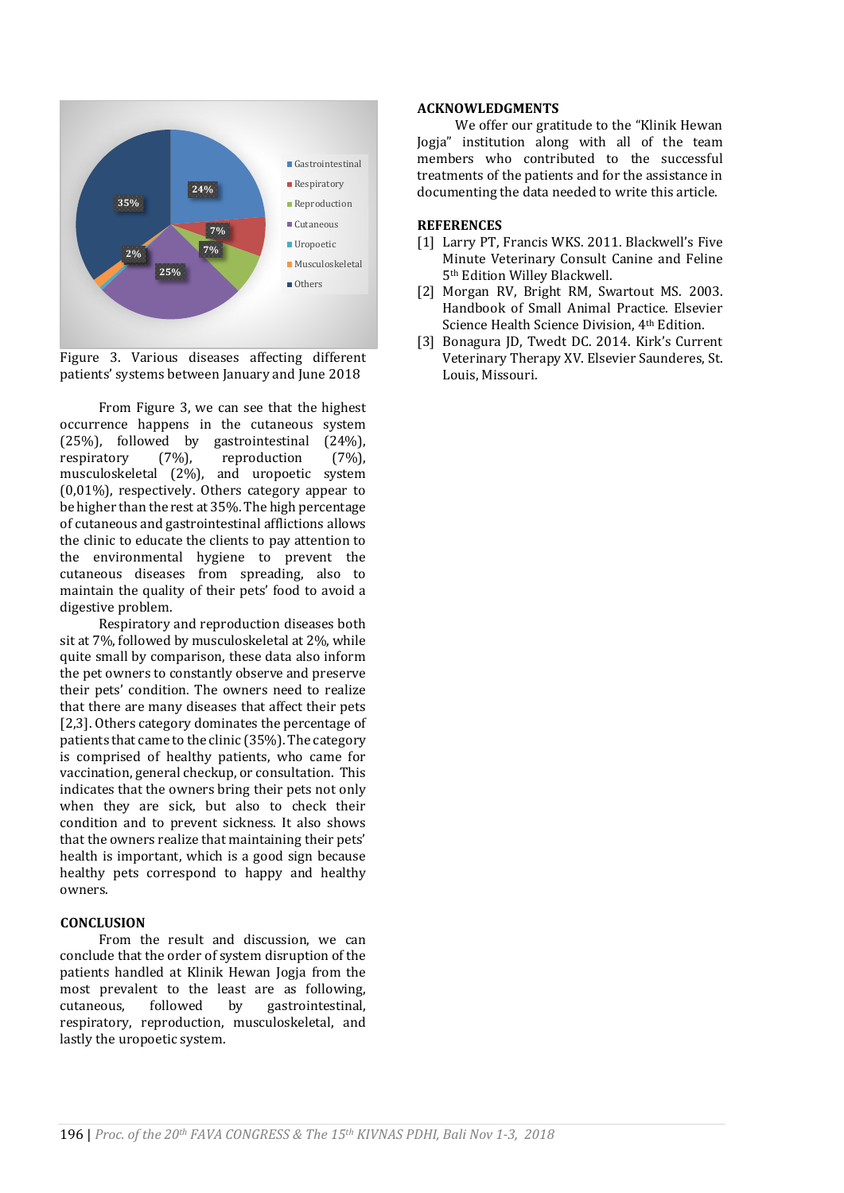24%

35%

7%

7%

2%

25%

Gastrointestinal
Respiratory
Reproduction
Cutaneous
Uropoetic
Musculoskeletal
Others

Figure 3. Various diseases affecting different patients' systems between January and June 2018

From Figure 3, we can see that the highest occurrence happens in the cutaneous system (25%), followed by gastrointestinal (24%), respiratory (7%), reproduction (7%), musculoskeletal (2%), and uropoetic system (0,01%), respectively. Others category appear to be higher than the rest at 35%. The high percentage of cutaneous and gastrointestinal afflictions allows the clinic to educate the clients to pay attention to the environmental hygiene to prevent the cutaneous diseases from spreading, also to maintain the quality of their pets' food to avoid a digestive problem.

Respiratory and reproduction diseases both sit at 7%, followed by musculoskeletal at 2%, while quite small by comparison, these data also inform the pet owners to constantly observe and preserve their pets' condition. The owners need to realize that there are many diseases that affect their pets [2,3]. Others category dominates the percentage of patients that came to the clinic (35%). The category is comprised of healthy patients, who came for vaccination, general checkup, or consultation. This indicates that the owners bring their pets not only when they are sick, but also to check their condition and to prevent sickness. It also shows that the owners realize that maintaining their pets' health is important, which is a good sign because healthy pets correspond to happy and healthy owners.

## CONCLUSION

From the result and discussion, we can conclude that the order of system disruption of the patients handled at Klinik Hewan Jogja from the most prevalent to the least are as following, cutaneous, followed by gastrointestinal, respiratory, reproduction, musculoskeletal, and lastly the uropoetic system.

## ACKNOWLEDGMENTS

We offer our gratitude to the "Klinik Hewan Jogja" institution along with all of the team members who contributed to the successful treatments of the patients and for the assistance in documenting the data needed to write this article.

## REFERENCES

[1] Larry PT, Francis WKS. 2011. Blackwell's Five Minute Veterinary Consult Canine and Feline 5th Edition Willey Blackwell.

[2] Morgan RV, Bright RM, Swartout MS. 2003. Handbook of Small Animal Practice. Elsevier Science Health Science Division, 4th Edition.

[3] Bonagura JD, Twedt DC. 2014. Kirk's Current Veterinary Therapy XV. Elsevier Saunderes, St. Louis, Missouri.